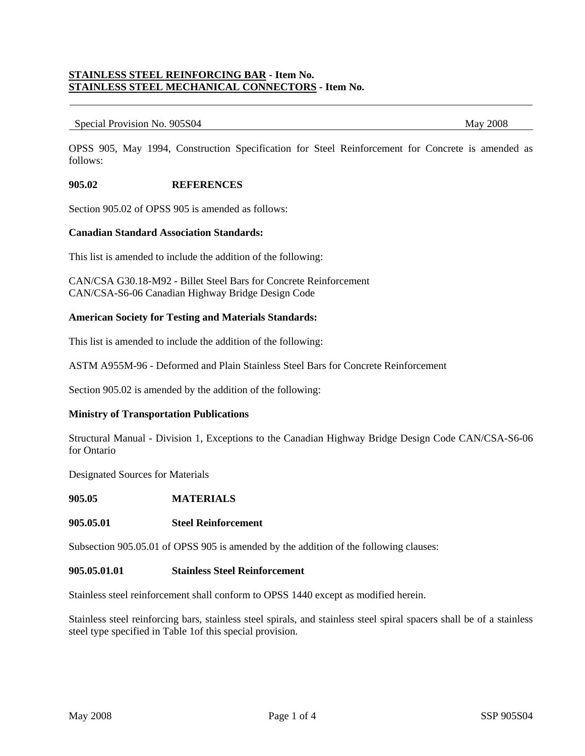**<u>STAINLESS STEEL REINFORCING BAR</u> - Item No.**
**<u>STAINLESS STEEL MECHANICAL CONNECTORS</u> - Item No.**

---

Special Provision No. 905S04 May 2008

---

OPSS 905, May 1994, Construction Specification for Steel Reinforcement for Concrete is amended as follows:

**905.02 REFERENCES**

Section 905.02 of OPSS 905 is amended as follows:

**Canadian Standard Association Standards:**

This list is amended to include the addition of the following:

CAN/CSA G30.18-M92 - Billet Steel Bars for Concrete Reinforcement
CAN/CSA-S6-06 Canadian Highway Bridge Design Code

**American Society for Testing and Materials Standards:**

This list is amended to include the addition of the following:

ASTM A955M-96 - Deformed and Plain Stainless Steel Bars for Concrete Reinforcement

Section 905.02 is amended by the addition of the following:

**Ministry of Transportation Publications**

Structural Manual - Division 1, Exceptions to the Canadian Highway Bridge Design Code CAN/CSA-S6-06 for Ontario

Designated Sources for Materials

**905.05 MATERIALS**

**905.05.01 Steel Reinforcement**

Subsection 905.05.01 of OPSS 905 is amended by the addition of the following clauses:

**905.05.01.01 Stainless Steel Reinforcement**

Stainless steel reinforcement shall conform to OPSS 1440 except as modified herein.

Stainless steel reinforcing bars, stainless steel spirals, and stainless steel spiral spacers shall be of a stainless steel type specified in Table 1of this special provision.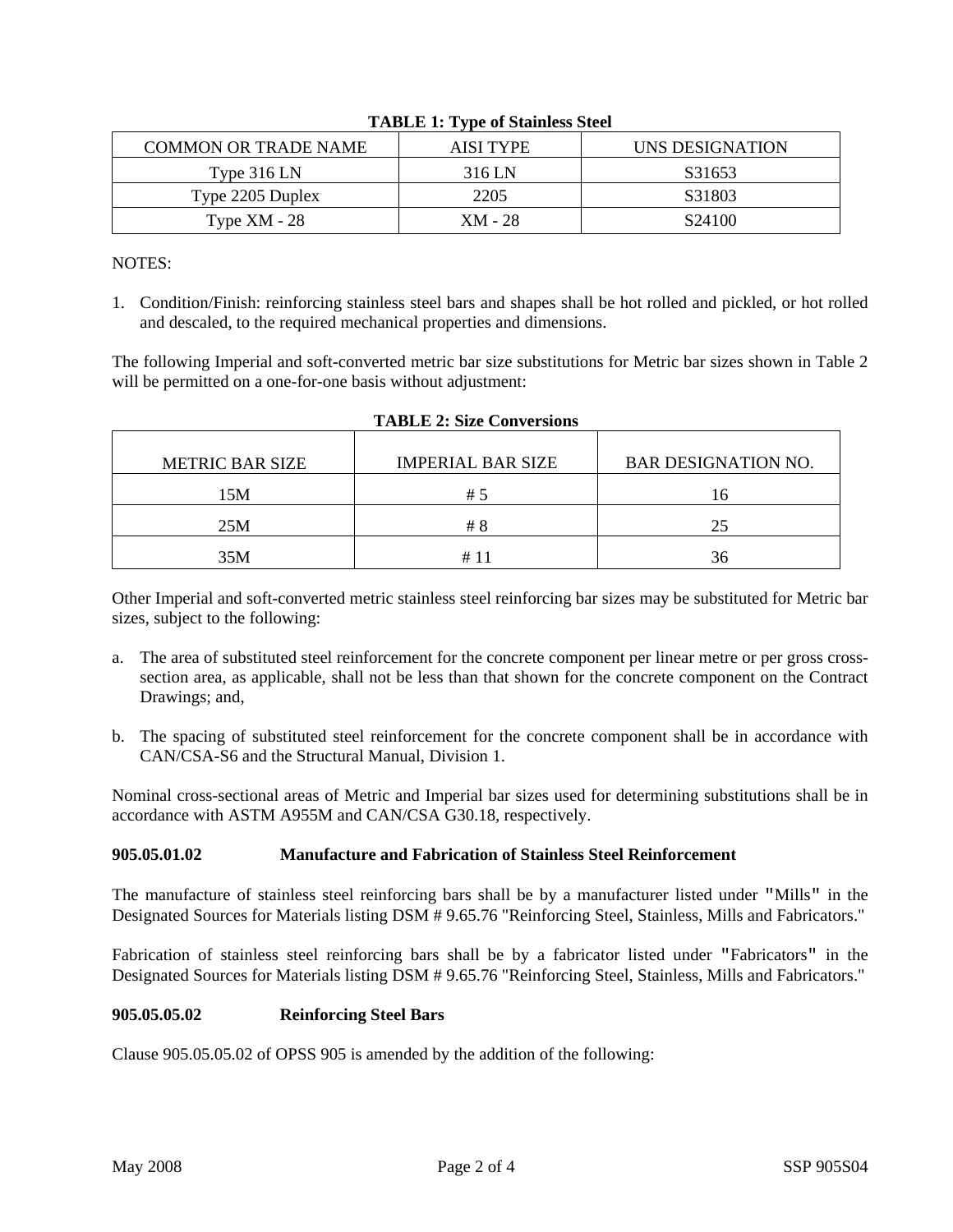**TABLE 1: Type of Stainless Steel**

| COMMON OR TRADE NAME | AISI TYPE | UNS DESIGNATION |
|---|---|---|
| Type 316 LN | 316 LN | S31653 |
| Type 2205 Duplex | 2205 | S31803 |
| Type XM - 28 | XM - 28 | S24100 |

NOTES:

1. Condition/Finish: reinforcing stainless steel bars and shapes shall be hot rolled and pickled, or hot rolled and descaled, to the required mechanical properties and dimensions.

The following Imperial and soft-converted metric bar size substitutions for Metric bar sizes shown in Table 2 will be permitted on a one-for-one basis without adjustment:

**TABLE 2: Size Conversions**

| METRIC BAR SIZE | IMPERIAL BAR SIZE | BAR DESIGNATION NO. |
|---|---|---|
| 15M | # 5 | 16 |
| 25M | # 8 | 25 |
| 35M | # 11 | 36 |

Other Imperial and soft-converted metric stainless steel reinforcing bar sizes may be substituted for Metric bar sizes, subject to the following:

a. The area of substituted steel reinforcement for the concrete component per linear metre or per gross cross-section area, as applicable, shall not be less than that shown for the concrete component on the Contract Drawings; and,

b. The spacing of substituted steel reinforcement for the concrete component shall be in accordance with CAN/CSA-S6 and the Structural Manual, Division 1.

Nominal cross-sectional areas of Metric and Imperial bar sizes used for determining substitutions shall be in accordance with ASTM A955M and CAN/CSA G30.18, respectively.

**905.05.01.02 Manufacture and Fabrication of Stainless Steel Reinforcement**

The manufacture of stainless steel reinforcing bars shall be by a manufacturer listed under "Mills" in the Designated Sources for Materials listing DSM # 9.65.76 "Reinforcing Steel, Stainless, Mills and Fabricators."

Fabrication of stainless steel reinforcing bars shall be by a fabricator listed under "Fabricators" in the Designated Sources for Materials listing DSM # 9.65.76 "Reinforcing Steel, Stainless, Mills and Fabricators."

**905.05.05.02 Reinforcing Steel Bars**

Clause 905.05.05.02 of OPSS 905 is amended by the addition of the following: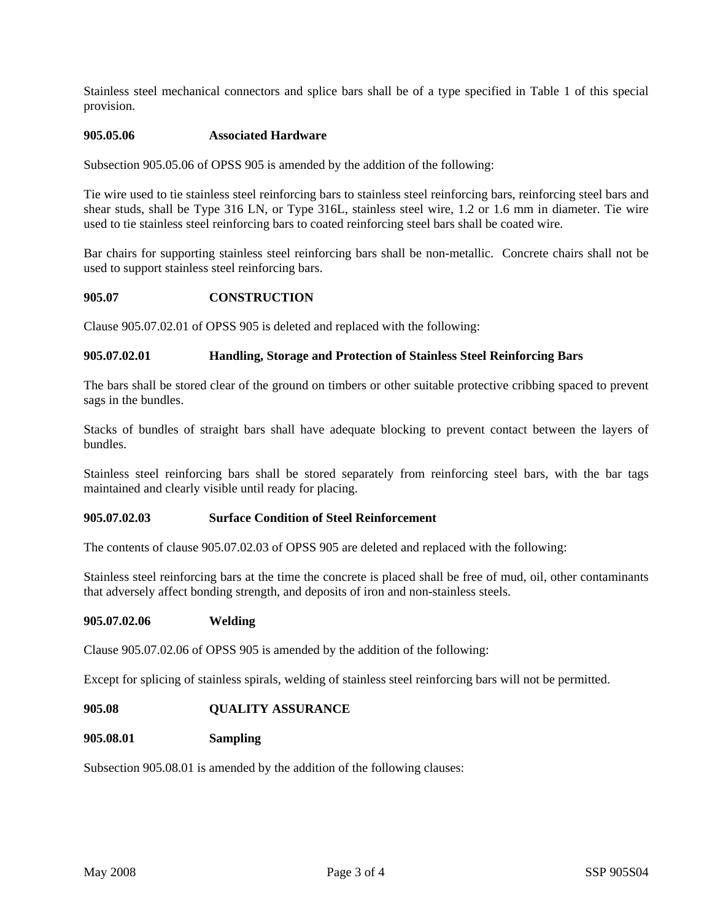Stainless steel mechanical connectors and splice bars shall be of a type specified in Table 1 of this special provision.

### 905.05.06 Associated Hardware

Subsection 905.05.06 of OPSS 905 is amended by the addition of the following:

Tie wire used to tie stainless steel reinforcing bars to stainless steel reinforcing bars, reinforcing steel bars and shear studs, shall be Type 316 LN, or Type 316L, stainless steel wire, 1.2 or 1.6 mm in diameter. Tie wire used to tie stainless steel reinforcing bars to coated reinforcing steel bars shall be coated wire.

Bar chairs for supporting stainless steel reinforcing bars shall be non-metallic. Concrete chairs shall not be used to support stainless steel reinforcing bars.

## 905.07 CONSTRUCTION

Clause 905.07.02.01 of OPSS 905 is deleted and replaced with the following:

### 905.07.02.01 Handling, Storage and Protection of Stainless Steel Reinforcing Bars

The bars shall be stored clear of the ground on timbers or other suitable protective cribbing spaced to prevent sags in the bundles.

Stacks of bundles of straight bars shall have adequate blocking to prevent contact between the layers of bundles.

Stainless steel reinforcing bars shall be stored separately from reinforcing steel bars, with the bar tags maintained and clearly visible until ready for placing.

### 905.07.02.03 Surface Condition of Steel Reinforcement

The contents of clause 905.07.02.03 of OPSS 905 are deleted and replaced with the following:

Stainless steel reinforcing bars at the time the concrete is placed shall be free of mud, oil, other contaminants that adversely affect bonding strength, and deposits of iron and non-stainless steels.

### 905.07.02.06 Welding

Clause 905.07.02.06 of OPSS 905 is amended by the addition of the following:

Except for splicing of stainless spirals, welding of stainless steel reinforcing bars will not be permitted.

## 905.08 QUALITY ASSURANCE

### 905.08.01 Sampling

Subsection 905.08.01 is amended by the addition of the following clauses: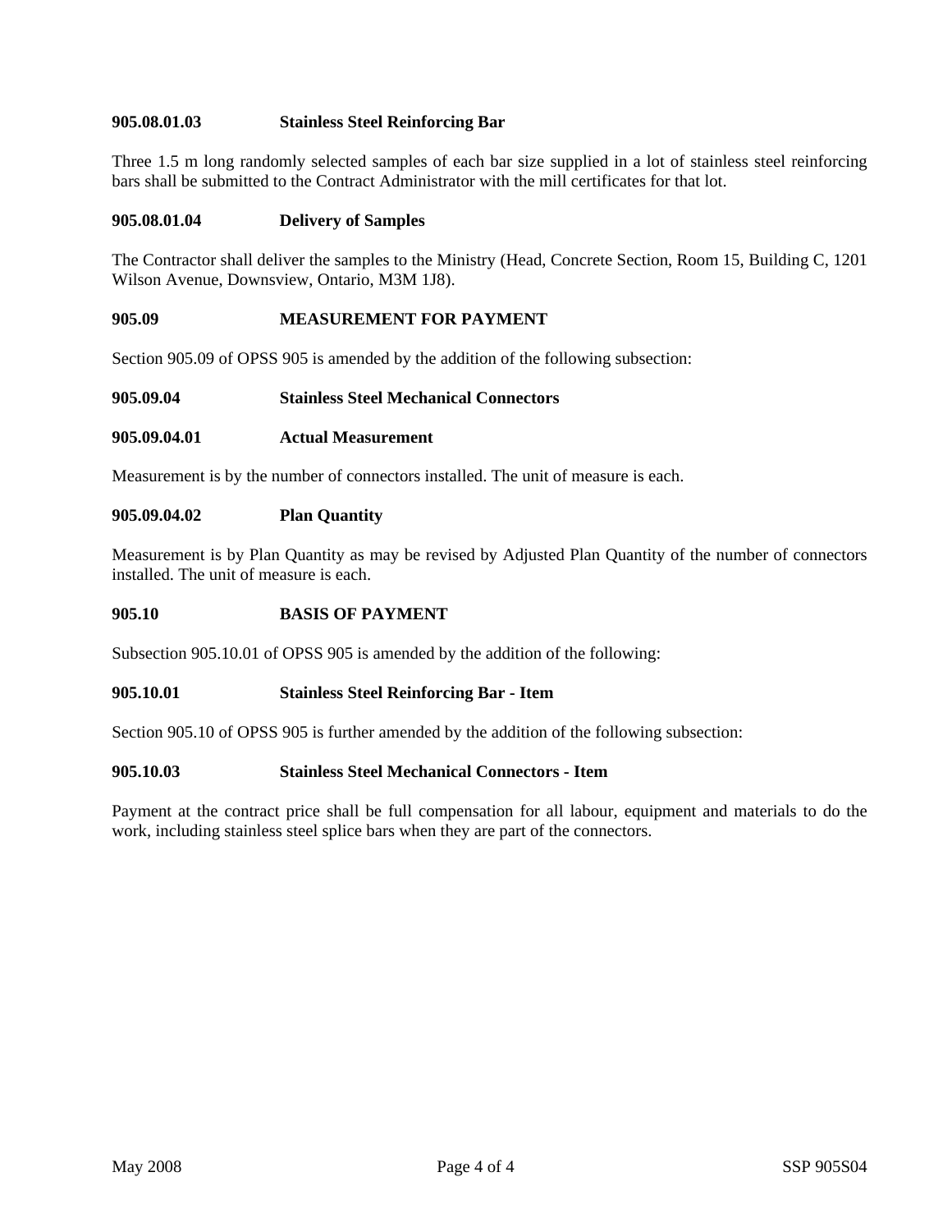**905.08.01.03 Stainless Steel Reinforcing Bar**

Three 1.5 m long randomly selected samples of each bar size supplied in a lot of stainless steel reinforcing bars shall be submitted to the Contract Administrator with the mill certificates for that lot.

**905.08.01.04 Delivery of Samples**

The Contractor shall deliver the samples to the Ministry (Head, Concrete Section, Room 15, Building C, 1201 Wilson Avenue, Downsview, Ontario, M3M 1J8).

**905.09 MEASUREMENT FOR PAYMENT**

Section 905.09 of OPSS 905 is amended by the addition of the following subsection:

**905.09.04 Stainless Steel Mechanical Connectors**

**905.09.04.01 Actual Measurement**

Measurement is by the number of connectors installed. The unit of measure is each.

**905.09.04.02 Plan Quantity**

Measurement is by Plan Quantity as may be revised by Adjusted Plan Quantity of the number of connectors installed. The unit of measure is each.

**905.10 BASIS OF PAYMENT**

Subsection 905.10.01 of OPSS 905 is amended by the addition of the following:

**905.10.01 Stainless Steel Reinforcing Bar - Item**

Section 905.10 of OPSS 905 is further amended by the addition of the following subsection:

**905.10.03 Stainless Steel Mechanical Connectors - Item**

Payment at the contract price shall be full compensation for all labour, equipment and materials to do the work, including stainless steel splice bars when they are part of the connectors.